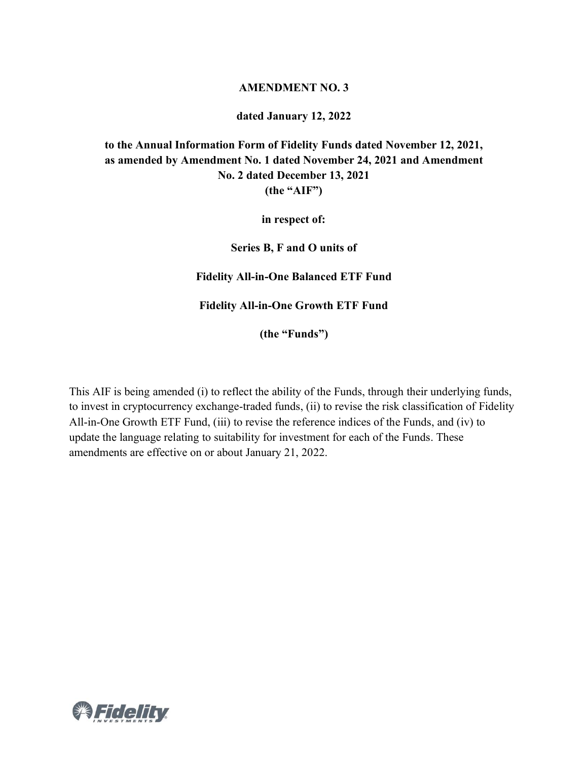**AMENDMENT NO. 3**

**dated January 12, 2022**

**to the Annual Information Form of Fidelity Funds dated November 12, 2021, as amended by Amendment No. 1 dated November 24, 2021 and Amendment No. 2 dated December 13, 2021 (the "AIF")**

**in respect of:**

**Series B, F and O units of**

**Fidelity All-in-One Balanced ETF Fund**

**Fidelity All-in-One Growth ETF Fund**

**(the "Funds")**

This AIF is being amended (i) to reflect the ability of the Funds, through their underlying funds, to invest in cryptocurrency exchange-traded funds, (ii) to revise the risk classification of Fidelity All-in-One Growth ETF Fund, (iii) to revise the reference indices of the Funds, and (iv) to update the language relating to suitability for investment for each of the Funds. These amendments are effective on or about January 21, 2022.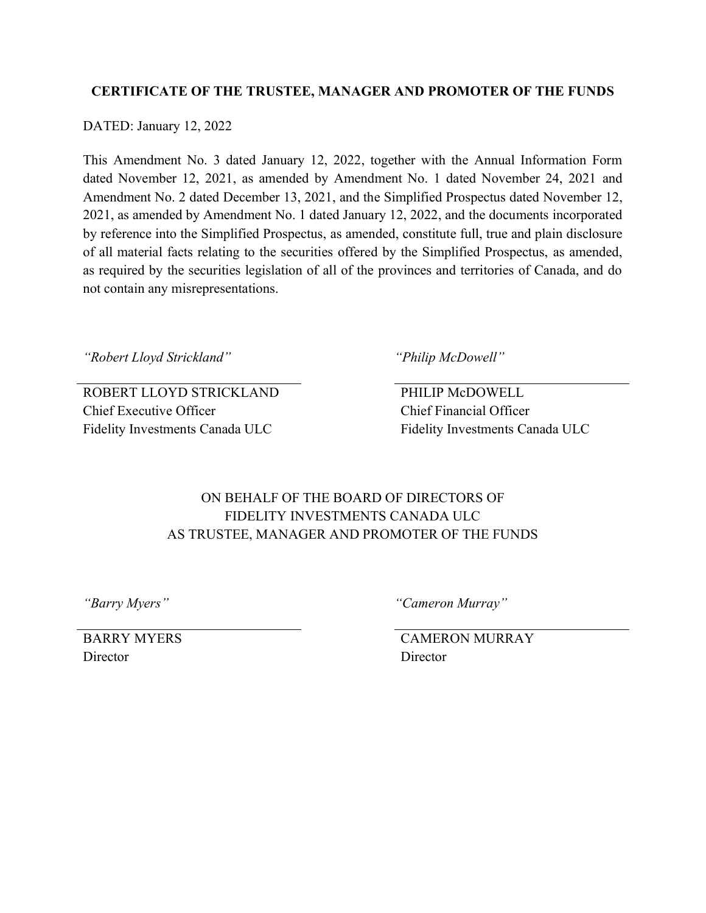**CERTIFICATE OF THE TRUSTEE, MANAGER AND PROMOTER OF THE FUNDS**

DATED: January 12, 2022

This Amendment No. 3 dated January 12, 2022, together with the Annual Information Form dated November 12, 2021, as amended by Amendment No. 1 dated November 24, 2021 and Amendment No. 2 dated December 13, 2021, and the Simplified Prospectus dated November 12, 2021, as amended by Amendment No. 1 dated January 12, 2022, and the documents incorporated by reference into the Simplified Prospectus, as amended, constitute full, true and plain disclosure of all material facts relating to the securities offered by the Simplified Prospectus, as amended, as required by the securities legislation of all of the provinces and territories of Canada, and do not contain any misrepresentations.

*"Robert Lloyd Strickland"*

ROBERT LLOYD STRICKLAND
Chief Executive Officer
Fidelity Investments Canada ULC

*"Philip McDowell"*

PHILIP McDOWELL
Chief Financial Officer
Fidelity Investments Canada ULC

ON BEHALF OF THE BOARD OF DIRECTORS OF
FIDELITY INVESTMENTS CANADA ULC
AS TRUSTEE, MANAGER AND PROMOTER OF THE FUNDS

*"Barry Myers"*

BARRY MYERS
Director

*"Cameron Murray"*

CAMERON MURRAY
Director